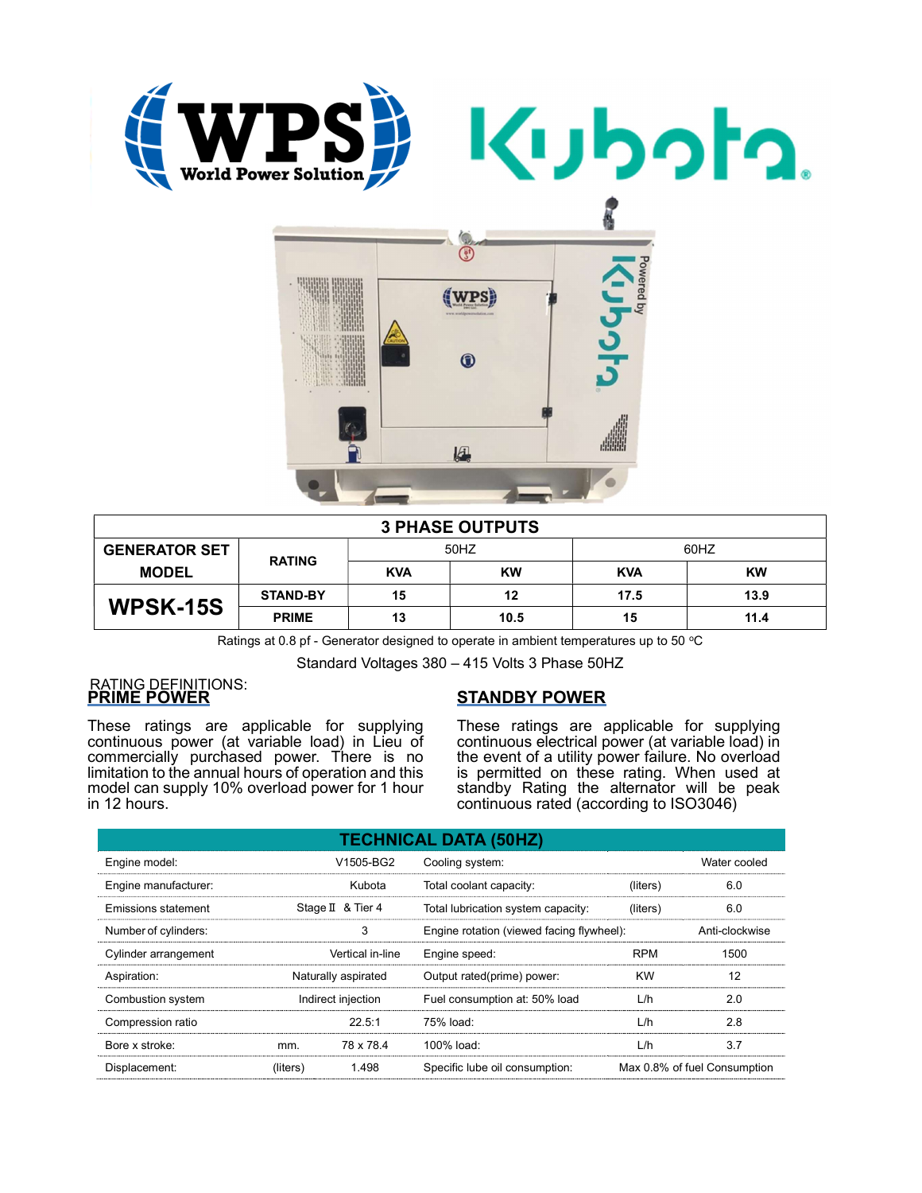| 3 PHASE OUTPUTS | | | | | |
|---|---|---|---|---|---|
| GENERATOR SET MODEL | RATING | 50HZ | | 60HZ | |
| | | KVA | KW | KVA | KW |
| WPSK-15S | STAND-BY | 15 | 12 | 17.5 | 13.9 |
| | PRIME | 13 | 10.5 | 15 | 11.4 |

Ratings at 0.8 pf - Generator designed to operate in ambient temperatures up to 50 °C

Standard Voltages 380 – 415 Volts 3 Phase 50HZ

RATING DEFINITIONS:

## PRIME POWER

These ratings are applicable for supplying continuous power (at variable load) in Lieu of commercially purchased power. There is no limitation to the annual hours of operation and this model can supply 10% overload power for 1 hour in 12 hours.

## STANDBY POWER

These ratings are applicable for supplying continuous electrical power (at variable load) in the event of a utility power failure. No overload is permitted on these rating. When used at standby Rating the alternator will be peak continuous rated (according to ISO3046)

| TECHNICAL DATA (50HZ) | | | | | |
|---|---|---|---|---|---|
| Engine model: | | V1505-BG2 | Cooling system: | | Water cooled |
| Engine manufacturer: | | Kubota | Total coolant capacity: | (liters) | 6.0 |
| Emissions statement | | Stage Ⅱ & Tier 4 | Total lubrication system capacity: | (liters) | 6.0 |
| Number of cylinders: | | 3 | Engine rotation (viewed facing flywheel): | | Anti-clockwise |
| Cylinder arrangement | | Vertical in-line | Engine speed: | RPM | 1500 |
| Aspiration: | | Naturally aspirated | Output rated(prime) power: | KW | 12 |
| Combustion system | | Indirect injection | Fuel consumption at: 50% load | L/h | 2.0 |
| Compression ratio | | 22.5:1 | 75% load: | L/h | 2.8 |
| Bore x stroke: | mm. | 78 x 78.4 | 100% load: | L/h | 3.7 |
| Displacement: | (liters) | 1.498 | Specific lube oil consumption: | | Max 0.8% of fuel Consumption |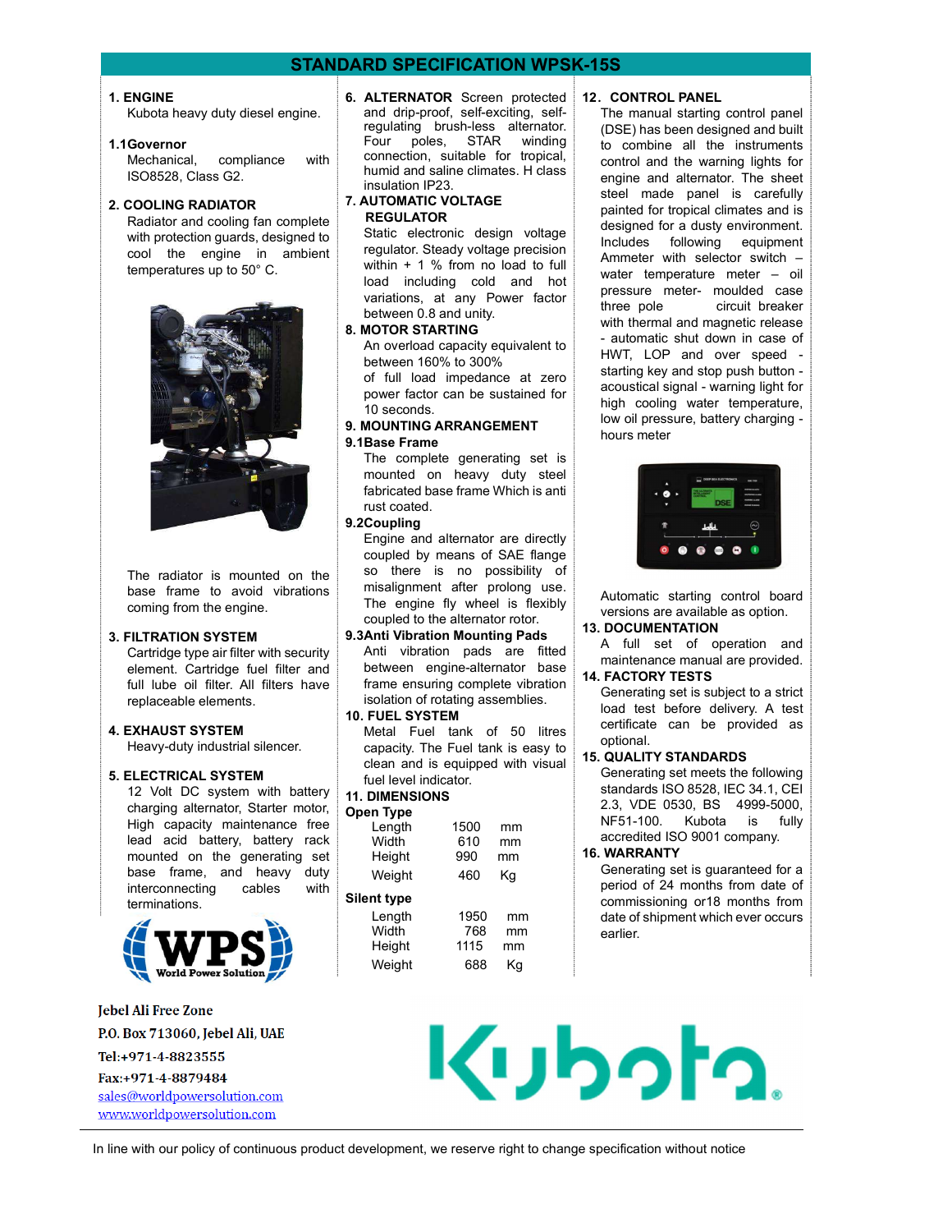# STANDARD SPECIFICATION WPSK-15S

**1. ENGINE**

Kubota heavy duty diesel engine.

**1.1Governor**

Mechanical, compliance with ISO8528, Class G2.

**2. COOLING RADIATOR**

Radiator and cooling fan complete with protection guards, designed to cool the engine in ambient temperatures up to 50° C.

The radiator is mounted on the base frame to avoid vibrations coming from the engine.

**3. FILTRATION SYSTEM**

Cartridge type air filter with security element. Cartridge fuel filter and full lube oil filter. All filters have replaceable elements.

**4. EXHAUST SYSTEM**

Heavy-duty industrial silencer.

**5. ELECTRICAL SYSTEM**

12 Volt DC system with battery charging alternator, Starter motor, High capacity maintenance free lead acid battery, battery rack mounted on the generating set base frame, and heavy duty interconnecting cables with terminations.

**6. ALTERNATOR** Screen protected and drip-proof, self-exciting, self-regulating brush-less alternator. Four poles, STAR winding connection, suitable for tropical, humid and saline climates. H class insulation IP23.

**7. AUTOMATIC VOLTAGE REGULATOR**

Static electronic design voltage regulator. Steady voltage precision within + 1 % from no load to full load including cold and hot variations, at any Power factor between 0.8 and unity.

**8. MOTOR STARTING**

An overload capacity equivalent to between 160% to 300% of full load impedance at zero power factor can be sustained for 10 seconds.

**9. MOUNTING ARRANGEMENT**

**9.1Base Frame**

The complete generating set is mounted on heavy duty steel fabricated base frame Which is anti rust coated.

**9.2Coupling**

Engine and alternator are directly coupled by means of SAE flange so there is no possibility of misalignment after prolong use. The engine fly wheel is flexibly coupled to the alternator rotor.

**9.3Anti Vibration Mounting Pads**

Anti vibration pads are fitted between engine-alternator base frame ensuring complete vibration isolation of rotating assemblies.

**10. FUEL SYSTEM**

Metal Fuel tank of 50 litres capacity. The Fuel tank is easy to clean and is equipped with visual fuel level indicator.

**11. DIMENSIONS**

**Open Type**

| | | |
|---|---|---|
| Length | 1500 | mm |
| Width | 610 | mm |
| Height | 990 | mm |
| Weight | 460 | Kg |

**Silent type**

| | | |
|---|---|---|
| Length | 1950 | mm |
| Width | 768 | mm |
| Height | 1115 | mm |
| Weight | 688 | Kg |

**12. CONTROL PANEL**

The manual starting control panel (DSE) has been designed and built to combine all the instruments control and the warning lights for engine and alternator. The sheet steel made panel is carefully painted for tropical climates and is designed for a dusty environment. Includes following equipment Ammeter with selector switch – water temperature meter – oil pressure meter- moulded case three pole circuit breaker with thermal and magnetic release - automatic shut down in case of HWT, LOP and over speed - starting key and stop push button - acoustical signal - warning light for high cooling water temperature, low oil pressure, battery charging - hours meter

Automatic starting control board versions are available as option.

**13. DOCUMENTATION**

A full set of operation and maintenance manual are provided.

**14. FACTORY TESTS**

Generating set is subject to a strict load test before delivery. A test certificate can be provided as optional.

**15. QUALITY STANDARDS**

Generating set meets the following standards ISO 8528, IEC 34.1, CEI 2.3, VDE 0530, BS 4999-5000, NF51-100. Kubota is fully accredited ISO 9001 company.

**16. WARRANTY**

Generating set is guaranteed for a period of 24 months from date of commissioning or18 months from date of shipment which ever occurs earlier.

WPS World Power Solution

Jebel Ali Free Zone
P.O. Box 713060, Jebel Ali, UAE
Tel:+971-4-8823555
Fax:+971-4-8879484
sales@worldpowersolution.com
www.worldpowersolution.com

Kubota®

In line with our policy of continuous product development, we reserve right to change specification without notice